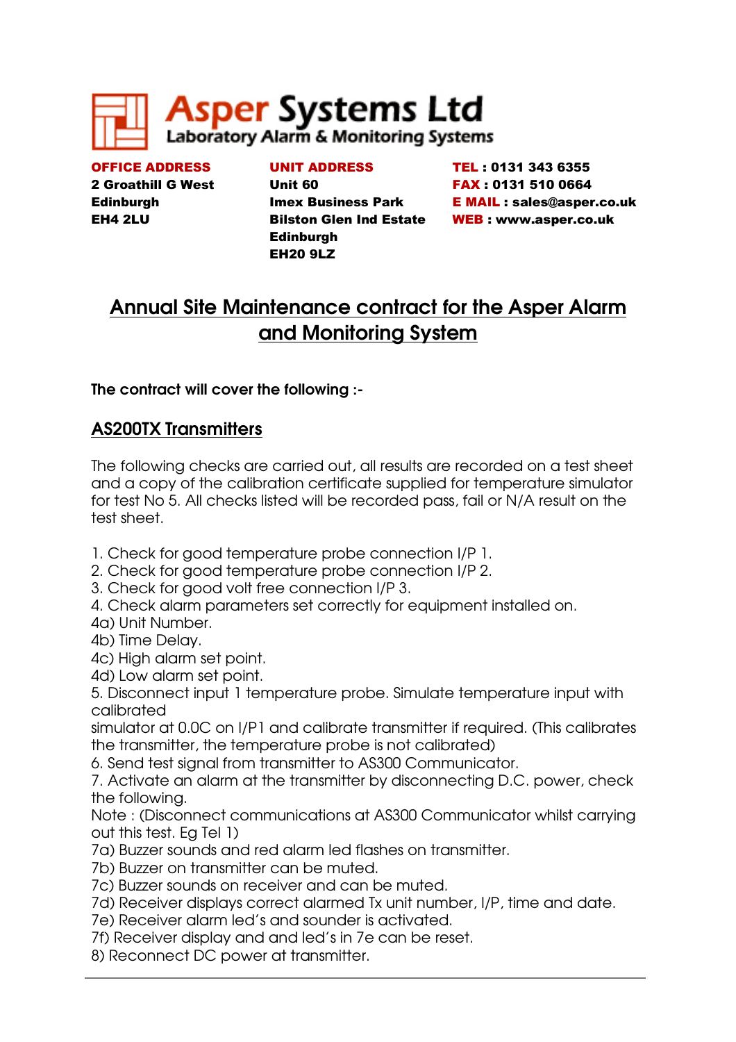# Asper Systems Ltd

Laboratory Alarm & Monitoring Systems

**OFFICE ADDRESS**
**2 Groathill G West**
**Edinburgh**
**EH4 2LU**

**UNIT ADDRESS**
**Unit 60**
**Imex Business Park**
**Bilston Glen Ind Estate**
**Edinburgh**
**EH20 9LZ**

**TEL : 0131 343 6355**
**FAX : 0131 510 0664**
**E MAIL : sales@asper.co.uk**
**WEB : www.asper.co.uk**

## Annual Site Maintenance contract for the Asper Alarm and Monitoring System

**The contract will cover the following :-**

### AS200TX Transmitters

The following checks are carried out, all results are recorded on a test sheet and a copy of the calibration certificate supplied for temperature simulator for test No 5. All checks listed will be recorded pass, fail or N/A result on the test sheet.

1. Check for good temperature probe connection I/P 1.
2. Check for good temperature probe connection I/P 2.
3. Check for good volt free connection I/P 3.
4. Check alarm parameters set correctly for equipment installed on.

4a) Unit Number.
4b) Time Delay.
4c) High alarm set point.
4d) Low alarm set point.

5. Disconnect input 1 temperature probe. Simulate temperature input with calibrated
simulator at 0.0C on I/P1 and calibrate transmitter if required. (This calibrates the transmitter, the temperature probe is not calibrated)
6. Send test signal from transmitter to AS300 Communicator.
7. Activate an alarm at the transmitter by disconnecting D.C. power, check the following.

Note : (Disconnect communications at AS300 Communicator whilst carrying out this test. Eg Tel 1)

7a) Buzzer sounds and red alarm led flashes on transmitter.
7b) Buzzer on transmitter can be muted.
7c) Buzzer sounds on receiver and can be muted.
7d) Receiver displays correct alarmed Tx unit number, I/P, time and date.
7e) Receiver alarm led's and sounder is activated.
7f) Receiver display and and led's in 7e can be reset.
8) Reconnect DC power at transmitter.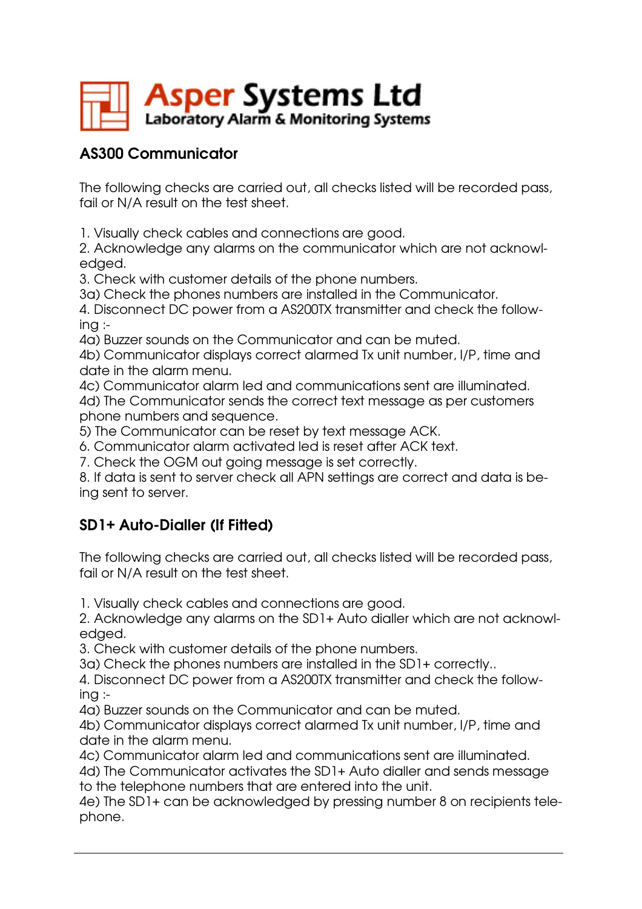# Asper Systems Ltd

Laboratory Alarm & Monitoring Systems

## AS300 Communicator

The following checks are carried out, all checks listed will be recorded pass, fail or N/A result on the test sheet.

1. Visually check cables and connections are good.
2. Acknowledge any alarms on the communicator which are not acknowledged.
3. Check with customer details of the phone numbers.
3a) Check the phones numbers are installed in the Communicator.
4. Disconnect DC power from a AS200TX transmitter and check the following :-
4a) Buzzer sounds on the Communicator and can be muted.
4b) Communicator displays correct alarmed Tx unit number, I/P, time and date in the alarm menu.
4c) Communicator alarm led and communications sent are illuminated.
4d) The Communicator sends the correct text message as per customers phone numbers and sequence.
5) The Communicator can be reset by text message ACK.
6. Communicator alarm activated led is reset after ACK text.
7. Check the OGM out going message is set correctly.
8. If data is sent to server check all APN settings are correct and data is being sent to server.

## SD1+ Auto-Dialler (If Fitted)

The following checks are carried out, all checks listed will be recorded pass, fail or N/A result on the test sheet.

1. Visually check cables and connections are good.
2. Acknowledge any alarms on the SD1+ Auto dialler which are not acknowledged.
3. Check with customer details of the phone numbers.
3a) Check the phones numbers are installed in the SD1+ correctly..
4. Disconnect DC power from a AS200TX transmitter and check the following :-
4a) Buzzer sounds on the Communicator and can be muted.
4b) Communicator displays correct alarmed Tx unit number, I/P, time and date in the alarm menu.
4c) Communicator alarm led and communications sent are illuminated.
4d) The Communicator activates the SD1+ Auto dialler and sends message to the telephone numbers that are entered into the unit.
4e) The SD1+ can be acknowledged by pressing number 8 on recipients telephone.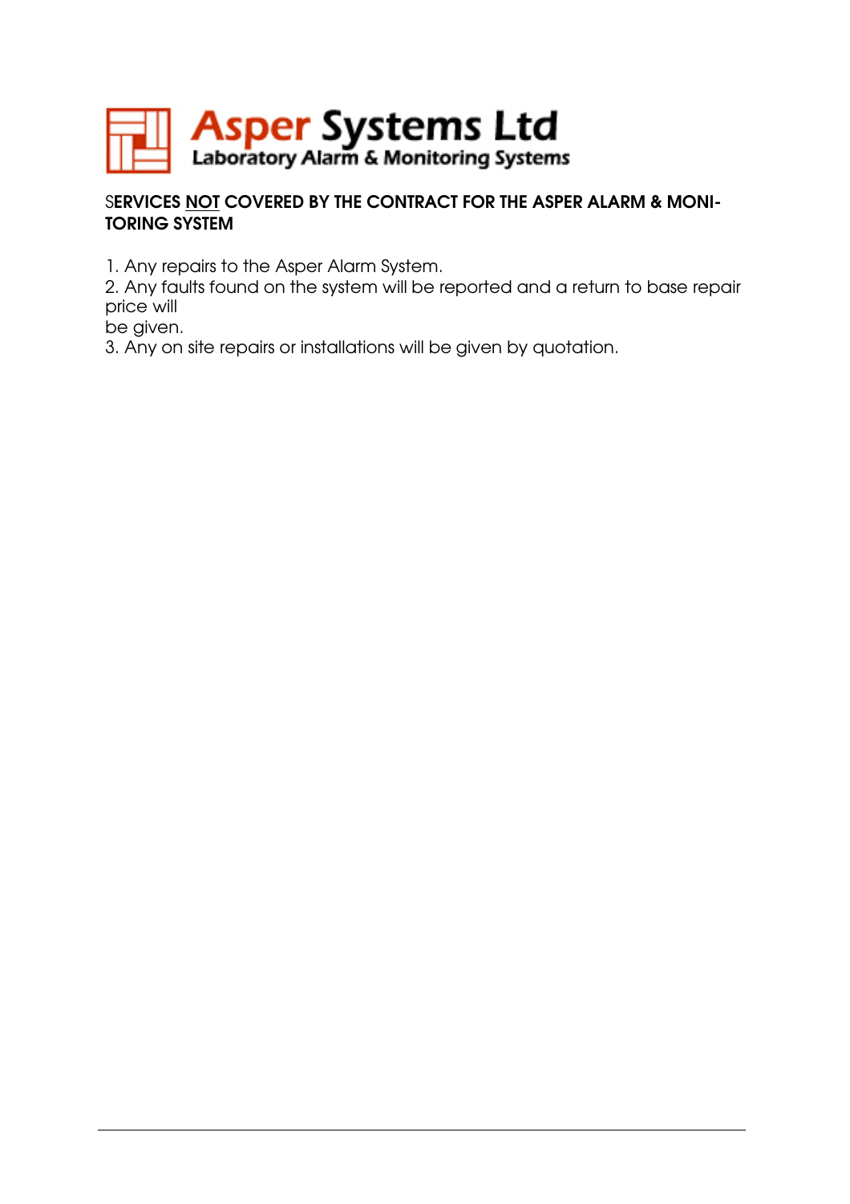# Asper Systems Ltd

Laboratory Alarm & Monitoring Systems

## SERVICES NOT COVERED BY THE CONTRACT FOR THE ASPER ALARM & MONITORING SYSTEM

1. Any repairs to the Asper Alarm System.
2. Any faults found on the system will be reported and a return to base repair price will be given.
3. Any on site repairs or installations will be given by quotation.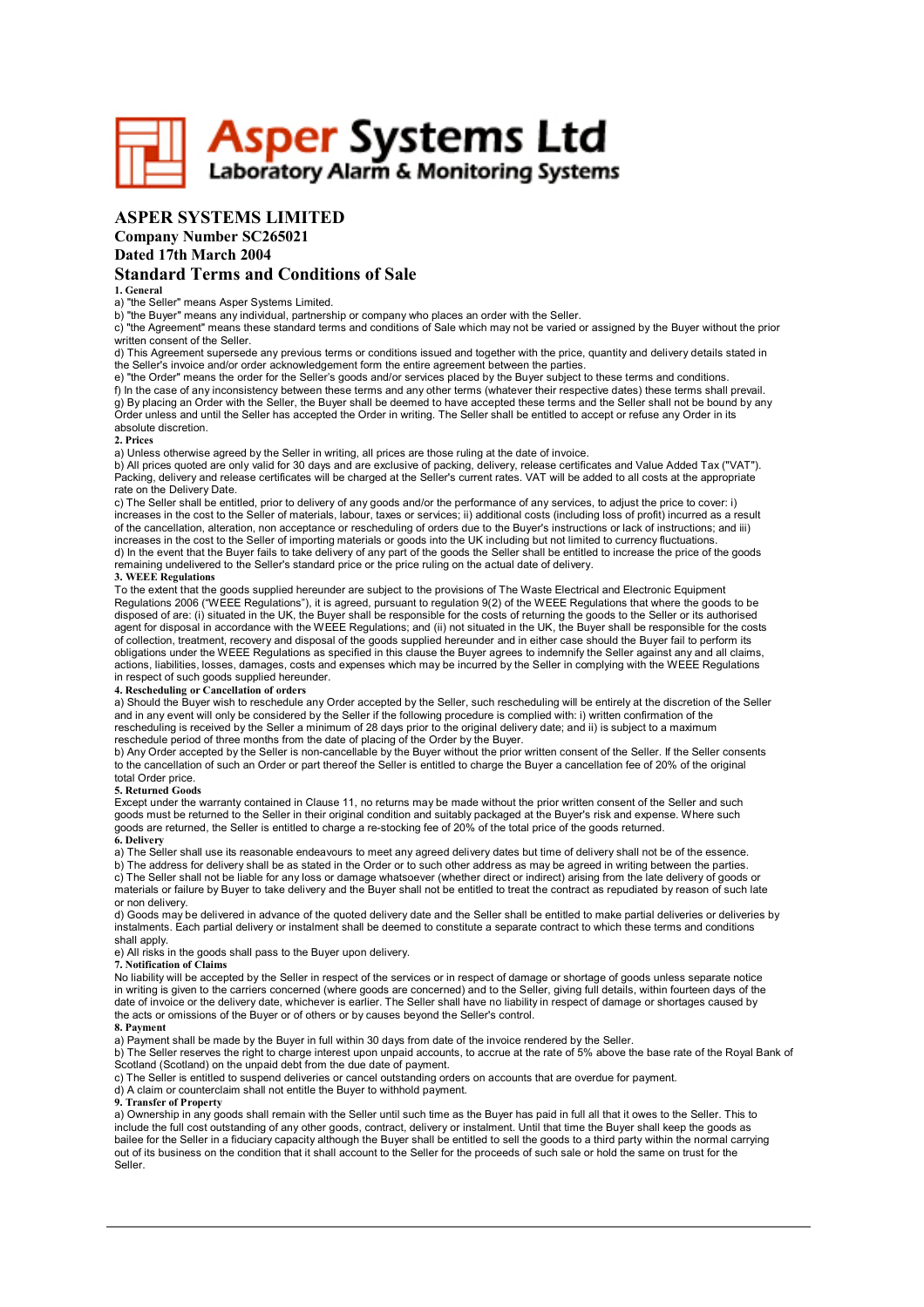**Asper Systems Ltd**
**Laboratory Alarm & Monitoring Systems**

# ASPER SYSTEMS LIMITED

### Company Number SC265021

### Dated 17th March 2004

## Standard Terms and Conditions of Sale

**1. General**

a) "the Seller" means Asper Systems Limited.

b) "the Buyer" means any individual, partnership or company who places an order with the Seller.

c) "the Agreement" means these standard terms and conditions of Sale which may not be varied or assigned by the Buyer without the prior written consent of the Seller.

d) This Agreement supersede any previous terms or conditions issued and together with the price, quantity and delivery details stated in the Seller's invoice and/or order acknowledgement form the entire agreement between the parties.

e) "the Order" means the order for the Seller's goods and/or services placed by the Buyer subject to these terms and conditions.

f) In the case of any inconsistency between these terms and any other terms (whatever their respective dates) these terms shall prevail.

g) By placing an Order with the Seller, the Buyer shall be deemed to have accepted these terms and the Seller shall not be bound by any Order unless and until the Seller has accepted the Order in writing. The Seller shall be entitled to accept or refuse any Order in its absolute discretion.

**2. Prices**

a) Unless otherwise agreed by the Seller in writing, all prices are those ruling at the date of invoice.

b) All prices quoted are only valid for 30 days and are exclusive of packing, delivery, release certificates and Value Added Tax ("VAT"). Packing, delivery and release certificates will be charged at the Seller's current rates. VAT will be added to all costs at the appropriate rate on the Delivery Date.

c) The Seller shall be entitled, prior to delivery of any goods and/or the performance of any services, to adjust the price to cover: i) increases in the cost to the Seller of materials, labour, taxes or services; ii) additional costs (including loss of profit) incurred as a result of the cancellation, alteration, non acceptance or rescheduling of orders due to the Buyer's instructions or lack of instructions; and iii) increases in the cost to the Seller of importing materials or goods into the UK including but not limited to currency fluctuations.

d) In the event that the Buyer fails to take delivery of any part of the goods the Seller shall be entitled to increase the price of the goods remaining undelivered to the Seller's standard price or the price ruling on the actual date of delivery.

**3. WEEE Regulations**

To the extent that the goods supplied hereunder are subject to the provisions of The Waste Electrical and Electronic Equipment Regulations 2006 ("WEEE Regulations"), it is agreed, pursuant to regulation 9(2) of the WEEE Regulations that where the goods to be disposed of are: (i) situated in the UK, the Buyer shall be responsible for the costs of returning the goods to the Seller or its authorised agent for disposal in accordance with the WEEE Regulations; and (ii) not situated in the UK, the Buyer shall be responsible for the costs of collection, treatment, recovery and disposal of the goods supplied hereunder and in either case should the Buyer fail to perform its obligations under the WEEE Regulations as specified in this clause the Buyer agrees to indemnify the Seller against any and all claims, actions, liabilities, losses, damages, costs and expenses which may be incurred by the Seller in complying with the WEEE Regulations in respect of such goods supplied hereunder.

**4. Rescheduling or Cancellation of orders**

a) Should the Buyer wish to reschedule any Order accepted by the Seller, such rescheduling will be entirely at the discretion of the Seller and in any event will only be considered by the Seller if the following procedure is complied with: i) written confirmation of the rescheduling is received by the Seller a minimum of 28 days prior to the original delivery date; and ii) is subject to a maximum reschedule period of three months from the date of placing of the Order by the Buyer.

b) Any Order accepted by the Seller is non-cancellable by the Buyer without the prior written consent of the Seller. If the Seller consents to the cancellation of such an Order or part thereof the Seller is entitled to charge the Buyer a cancellation fee of 20% of the original total Order price.

**5. Returned Goods**

Except under the warranty contained in Clause 11, no returns may be made without the prior written consent of the Seller and such goods must be returned to the Seller in their original condition and suitably packaged at the Buyer's risk and expense. Where such goods are returned, the Seller is entitled to charge a re-stocking fee of 20% of the total price of the goods returned.

**6. Delivery**

a) The Seller shall use its reasonable endeavours to meet any agreed delivery dates but time of delivery shall not be of the essence.

b) The address for delivery shall be as stated in the Order or to such other address as may be agreed in writing between the parties.

c) The Seller shall not be liable for any loss or damage whatsoever (whether direct or indirect) arising from the late delivery of goods or materials or failure by Buyer to take delivery and the Buyer shall not be entitled to treat the contract as repudiated by reason of such late or non delivery.

d) Goods may be delivered in advance of the quoted delivery date and the Seller shall be entitled to make partial deliveries or deliveries by instalments. Each partial delivery or instalment shall be deemed to constitute a separate contract to which these terms and conditions shall apply.

e) All risks in the goods shall pass to the Buyer upon delivery.

**7. Notification of Claims**

No liability will be accepted by the Seller in respect of the services or in respect of damage or shortage of goods unless separate notice in writing is given to the carriers concerned (where goods are concerned) and to the Seller, giving full details, within fourteen days of the date of invoice or the delivery date, whichever is earlier. The Seller shall have no liability in respect of damage or shortages caused by the acts or omissions of the Buyer or of others or by causes beyond the Seller's control.

**8. Payment**

a) Payment shall be made by the Buyer in full within 30 days from date of the invoice rendered by the Seller.

b) The Seller reserves the right to charge interest upon unpaid accounts, to accrue at the rate of 5% above the base rate of the Royal Bank of Scotland (Scotland) on the unpaid debt from the due date of payment.

c) The Seller is entitled to suspend deliveries or cancel outstanding orders on accounts that are overdue for payment.

d) A claim or counterclaim shall not entitle the Buyer to withhold payment.

**9. Transfer of Property**

a) Ownership in any goods shall remain with the Seller until such time as the Buyer has paid in full all that it owes to the Seller. This to include the full cost outstanding of any other goods, contract, delivery or instalment. Until that time the Buyer shall keep the goods as bailee for the Seller in a fiduciary capacity although the Buyer shall be entitled to sell the goods to a third party within the normal carrying out of its business on the condition that it shall account to the Seller for the proceeds of such sale or hold the same on trust for the Seller.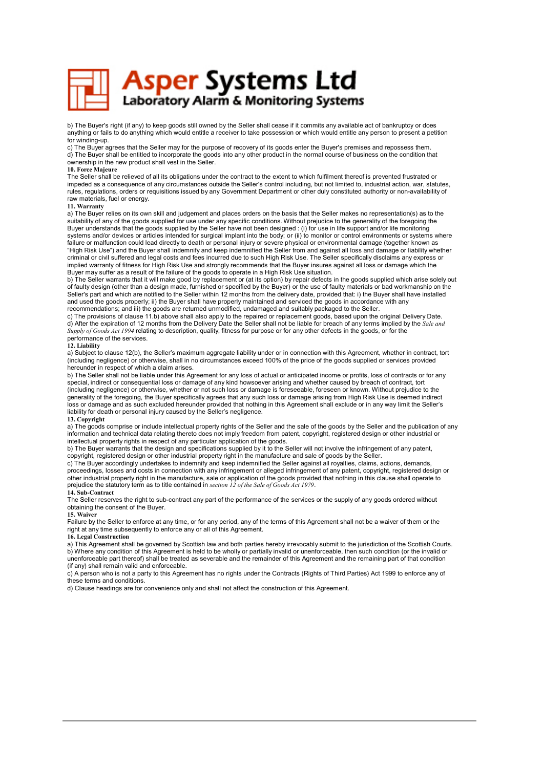# Asper Systems Ltd

## Laboratory Alarm & Monitoring Systems

b) The Buyer's right (if any) to keep goods still owned by the Seller shall cease if it commits any available act of bankruptcy or does anything or fails to do anything which would entitle a receiver to take possession or which would entitle any person to present a petition for winding-up.

c) The Buyer agrees that the Seller may for the purpose of recovery of its goods enter the Buyer's premises and repossess them.

d) The Buyer shall be entitled to incorporate the goods into any other product in the normal course of business on the condition that ownership in the new product shall vest in the Seller.

**10. Force Majeure**

The Seller shall be relieved of all its obligations under the contract to the extent to which fulfilment thereof is prevented frustrated or impeded as a consequence of any circumstances outside the Seller's control including, but not limited to, industrial action, war, statutes, rules, regulations, orders or requisitions issued by any Government Department or other duly constituted authority or non-availability of raw materials, fuel or energy.

**11. Warranty**

a) The Buyer relies on its own skill and judgement and places orders on the basis that the Seller makes no representation(s) as to the suitability of any of the goods supplied for use under any specific conditions. Without prejudice to the generality of the foregoing the Buyer understands that the goods supplied by the Seller have not been designed : (i) for use in life support and/or life monitoring systems and/or devices or articles intended for surgical implant into the body; or (ii) to monitor or control environments or systems where failure or malfunction could lead directly to death or personal injury or severe physical or environmental damage (together known as "High Risk Use") and the Buyer shall indemnify and keep indemnified the Seller from and against all loss and damage or liability whether criminal or civil suffered and legal costs and fees incurred due to such High Risk Use. The Seller specifically disclaims any express or implied warranty of fitness for High Risk Use and strongly recommends that the Buyer insures against all loss or damage which the Buyer may suffer as a result of the failure of the goods to operate in a High Risk Use situation.

b) The Seller warrants that it will make good by replacement or (at its option) by repair defects in the goods supplied which arise solely out of faulty design (other than a design made, furnished or specified by the Buyer) or the use of faulty materials or bad workmanship on the Seller's part and which are notified to the Seller within 12 months from the delivery date, provided that: i) the Buyer shall have installed and used the goods properly; ii) the Buyer shall have properly maintained and serviced the goods in accordance with any recommendations; and iii) the goods are returned unmodified, undamaged and suitably packaged to the Seller.

c) The provisions of clause 11.b) above shall also apply to the repaired or replacement goods, based upon the original Delivery Date.

d) After the expiration of 12 months from the Delivery Date the Seller shall not be liable for breach of any terms implied by the *Sale and Supply of Goods Act 1994* relating to description, quality, fitness for purpose or for any other defects in the goods, or for the performance of the services.

**12. Liability**

a) Subject to clause 12(b), the Seller's maximum aggregate liability under or in connection with this Agreement, whether in contract, tort (including negligence) or otherwise, shall in no circumstances exceed 100% of the price of the goods supplied or services provided hereunder in respect of which a claim arises.

b) The Seller shall not be liable under this Agreement for any loss of actual or anticipated income or profits, loss of contracts or for any special, indirect or consequential loss or damage of any kind howsoever arising and whether caused by breach of contract, tort (including negligence) or otherwise, whether or not such loss or damage is foreseeable, foreseen or known. Without prejudice to the generality of the foregoing, the Buyer specifically agrees that any such loss or damage arising from High Risk Use is deemed indirect loss or damage and as such excluded hereunder provided that nothing in this Agreement shall exclude or in any way limit the Seller's liability for death or personal injury caused by the Seller's negligence.

**13. Copyright**

a) The goods comprise or include intellectual property rights of the Seller and the sale of the goods by the Seller and the publication of any information and technical data relating thereto does not imply freedom from patent, copyright, registered design or other industrial or intellectual property rights in respect of any particular application of the goods.

b) The Buyer warrants that the design and specifications supplied by it to the Seller will not involve the infringement of any patent, copyright, registered design or other industrial property right in the manufacture and sale of goods by the Seller.

c) The Buyer accordingly undertakes to indemnify and keep indemnified the Seller against all royalties, claims, actions, demands, proceedings, losses and costs in connection with any infringement or alleged infringement of any patent, copyright, registered design or other industrial property right in the manufacture, sale or application of the goods provided that nothing in this clause shall operate to prejudice the statutory term as to title contained in *section 12 of the Sale of Goods Act 1979*.

**14. Sub-Contract**

The Seller reserves the right to sub-contract any part of the performance of the services or the supply of any goods ordered without obtaining the consent of the Buyer.

**15. Waiver**

Failure by the Seller to enforce at any time, or for any period, any of the terms of this Agreement shall not be a waiver of them or the right at any time subsequently to enforce any or all of this Agreement.

**16. Legal Construction**

a) This Agreement shall be governed by Scottish law and both parties hereby irrevocably submit to the jurisdiction of the Scottish Courts.

b) Where any condition of this Agreement is held to be wholly or partially invalid or unenforceable, then such condition (or the invalid or unenforceable part thereof) shall be treated as severable and the remainder of this Agreement and the remaining part of that condition (if any) shall remain valid and enforceable.

c) A person who is not a party to this Agreement has no rights under the Contracts (Rights of Third Parties) Act 1999 to enforce any of these terms and conditions.

d) Clause headings are for convenience only and shall not affect the construction of this Agreement.